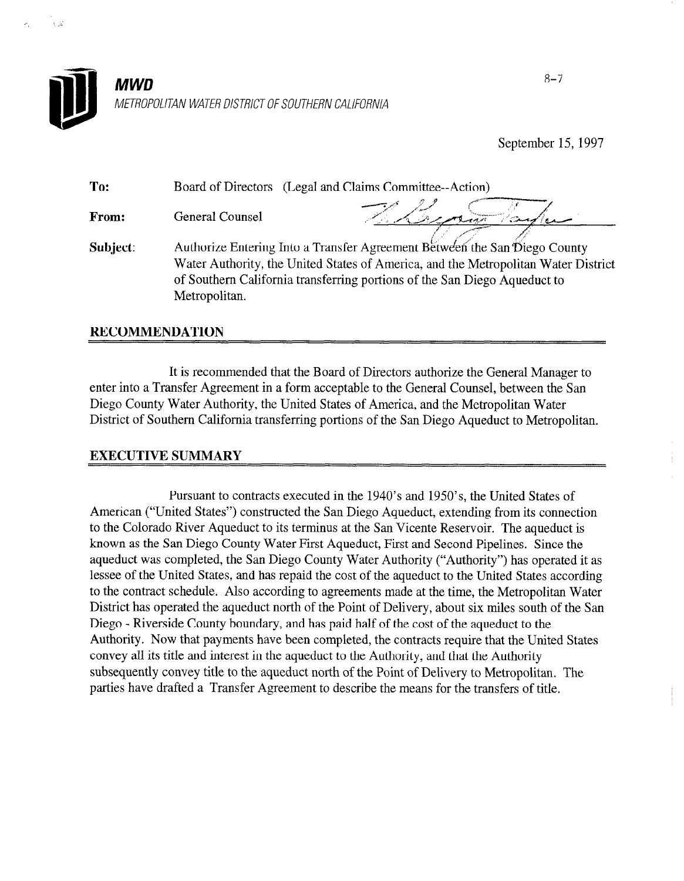**MWD**

*METROPOLITAN WATER DISTRICT OF SOUTHERN CALIFORNIA*

8-7

September 15, 1997

**To:** Board of Directors (Legal and Claims Committee--Action)

**From:** General Counsel

**Subject:** Authorize Entering Into a Transfer Agreement Between the San Diego County Water Authority, the United States of America, and the Metropolitan Water District of Southern California transferring portions of the San Diego Aqueduct to Metropolitan.

## RECOMMENDATION

It is recommended that the Board of Directors authorize the General Manager to enter into a Transfer Agreement in a form acceptable to the General Counsel, between the San Diego County Water Authority, the United States of America, and the Metropolitan Water District of Southern California transferring portions of the San Diego Aqueduct to Metropolitan.

## EXECUTIVE SUMMARY

Pursuant to contracts executed in the 1940's and 1950's, the United States of American ("United States") constructed the San Diego Aqueduct, extending from its connection to the Colorado River Aqueduct to its terminus at the San Vicente Reservoir. The aqueduct is known as the San Diego County Water First Aqueduct, First and Second Pipelines. Since the aqueduct was completed, the San Diego County Water Authority ("Authority") has operated it as lessee of the United States, and has repaid the cost of the aqueduct to the United States according to the contract schedule. Also according to agreements made at the time, the Metropolitan Water District has operated the aqueduct north of the Point of Delivery, about six miles south of the San Diego - Riverside County boundary, and has paid half of the cost of the aqueduct to the Authority. Now that payments have been completed, the contracts require that the United States convey all its title and interest in the aqueduct to the Authority, and that the Authority subsequently convey title to the aqueduct north of the Point of Delivery to Metropolitan. The parties have drafted a Transfer Agreement to describe the means for the transfers of title.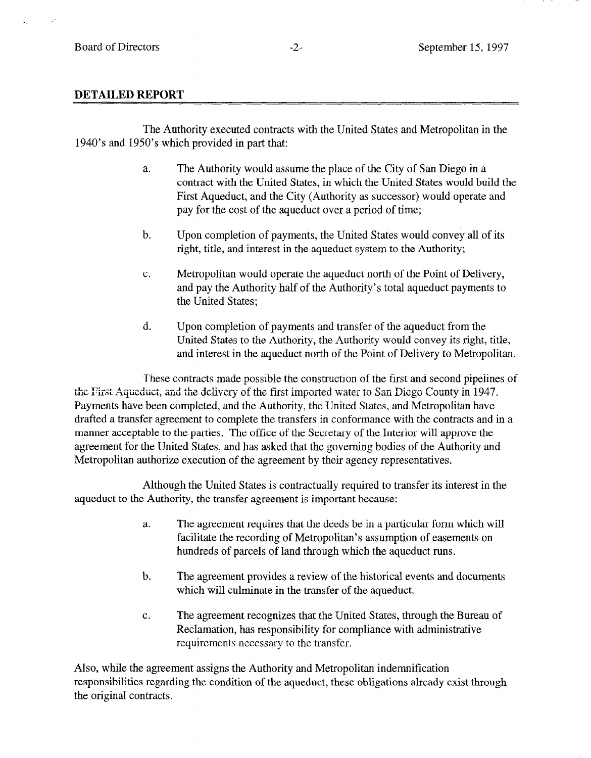## DETAILED REPORT

The Authority executed contracts with the United States and Metropolitan in the 1940's and 1950's which provided in part that:

a. The Authority would assume the place of the City of San Diego in a contract with the United States, in which the United States would build the First Aqueduct, and the City (Authority as successor) would operate and pay for the cost of the aqueduct over a period of time;

b. Upon completion of payments, the United States would convey all of its right, title, and interest in the aqueduct system to the Authority;

c. Metropolitan would operate the aqueduct north of the Point of Delivery, and pay the Authority half of the Authority's total aqueduct payments to the United States;

d. Upon completion of payments and transfer of the aqueduct from the United States to the Authority, the Authority would convey its right, title, and interest in the aqueduct north of the Point of Delivery to Metropolitan.

These contracts made possible the construction of the first and second pipelines of the First Aqueduct, and the delivery of the first imported water to San Diego County in 1947. Payments have been completed, and the Authority, the United States, and Metropolitan have drafted a transfer agreement to complete the transfers in conformance with the contracts and in a manner acceptable to the parties. The office of the Secretary of the Interior will approve the agreement for the United States, and has asked that the governing bodies of the Authority and Metropolitan authorize execution of the agreement by their agency representatives.

Although the United States is contractually required to transfer its interest in the aqueduct to the Authority, the transfer agreement is important because:

a. The agreement requires that the deeds be in a particular form which will facilitate the recording of Metropolitan's assumption of easements on hundreds of parcels of land through which the aqueduct runs.

b. The agreement provides a review of the historical events and documents which will culminate in the transfer of the aqueduct.

c. The agreement recognizes that the United States, through the Bureau of Reclamation, has responsibility for compliance with administrative requirements necessary to the transfer.

Also, while the agreement assigns the Authority and Metropolitan indemnification responsibilities regarding the condition of the aqueduct, these obligations already exist through the original contracts.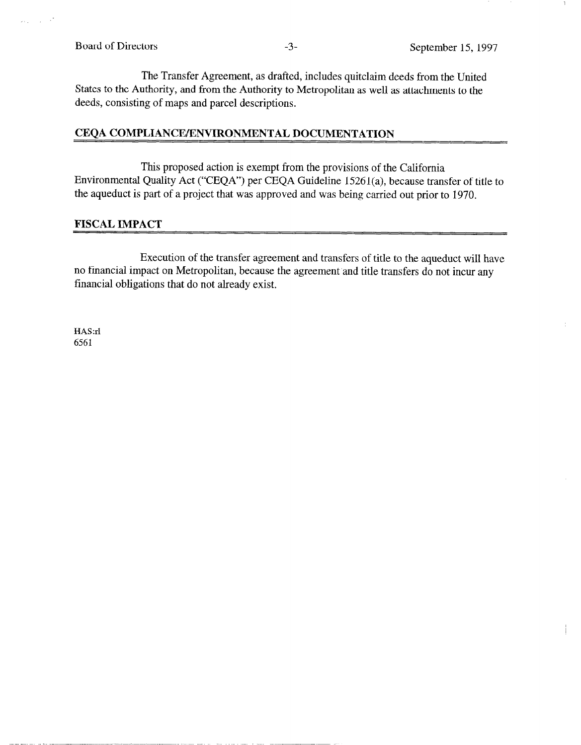The Transfer Agreement, as drafted, includes quitclaim deeds from the United States to the Authority, and from the Authority to Metropolitan as well as attachments to the deeds, consisting of maps and parcel descriptions.

## CEQA COMPLIANCE/ENVIRONMENTAL DOCUMENTATION

This proposed action is exempt from the provisions of the California Environmental Quality Act ("CEQA") per CEQA Guideline 15261(a), because transfer of title to the aqueduct is part of a project that was approved and was being carried out prior to 1970.

## FISCAL IMPACT

Execution of the transfer agreement and transfers of title to the aqueduct will have no financial impact on Metropolitan, because the agreement and title transfers do not incur any financial obligations that do not already exist.

HAS:rl
6561